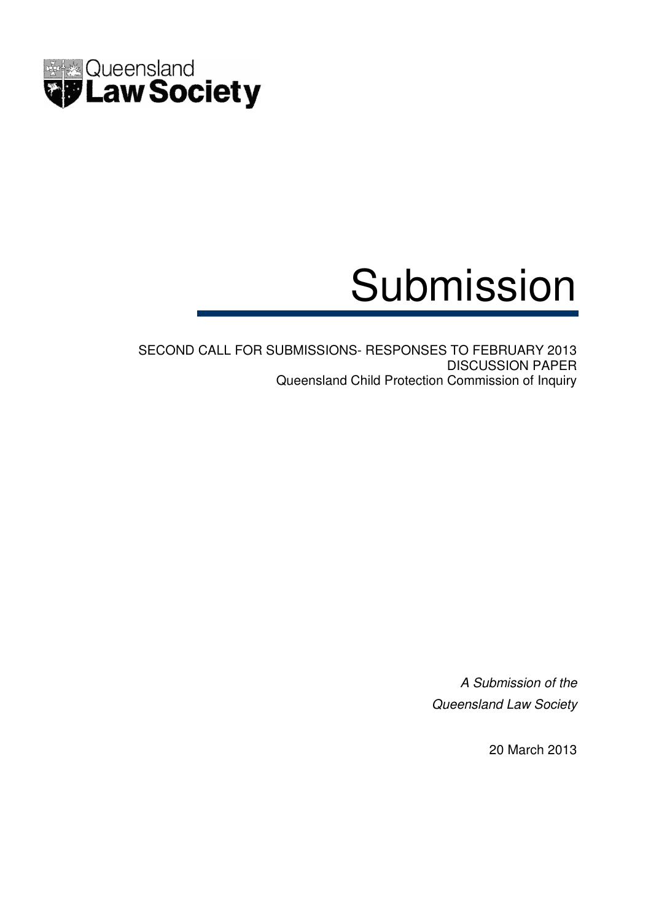Queensland **Law Society**

# Submission

SECOND CALL FOR SUBMISSIONS- RESPONSES TO FEBRUARY 2013 DISCUSSION PAPER
Queensland Child Protection Commission of Inquiry

*A Submission of the Queensland Law Society*

20 March 2013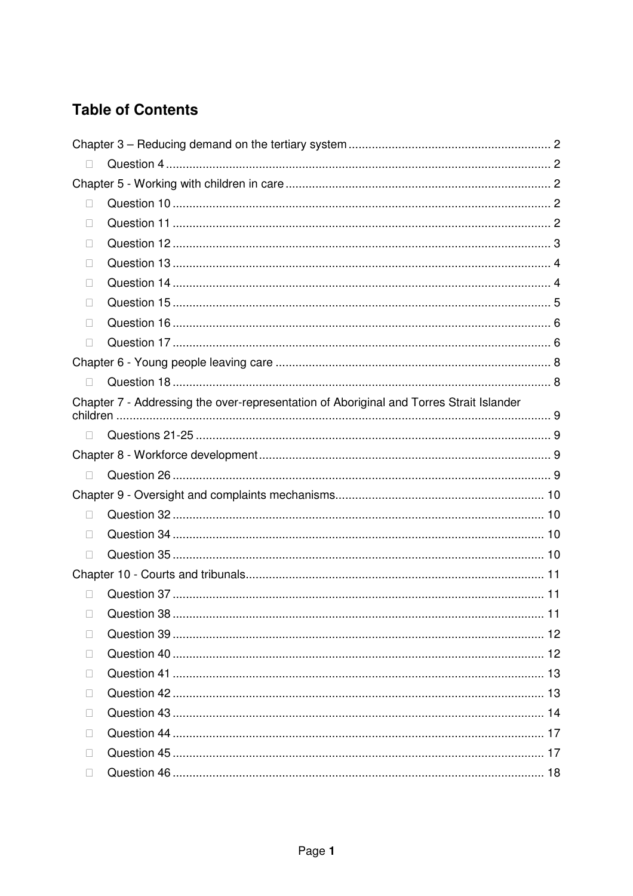## Table of Contents

Chapter 3 – Reducing demand on the tertiary system ..... 2
- Question 4 ..... 2

Chapter 5 - Working with children in care ..... 2
- Question 10 ..... 2
- Question 11 ..... 2
- Question 12 ..... 3
- Question 13 ..... 4
- Question 14 ..... 4
- Question 15 ..... 5
- Question 16 ..... 6
- Question 17 ..... 6

Chapter 6 - Young people leaving care ..... 8
- Question 18 ..... 8

Chapter 7 - Addressing the over-representation of Aboriginal and Torres Strait Islander children ..... 9
- Questions 21-25 ..... 9

Chapter 8 - Workforce development ..... 9
- Question 26 ..... 9

Chapter 9 - Oversight and complaints mechanisms ..... 10
- Question 32 ..... 10
- Question 34 ..... 10
- Question 35 ..... 10

Chapter 10 - Courts and tribunals ..... 11
- Question 37 ..... 11
- Question 38 ..... 11
- Question 39 ..... 12
- Question 40 ..... 12
- Question 41 ..... 13
- Question 42 ..... 13
- Question 43 ..... 14
- Question 44 ..... 17
- Question 45 ..... 17
- Question 46 ..... 18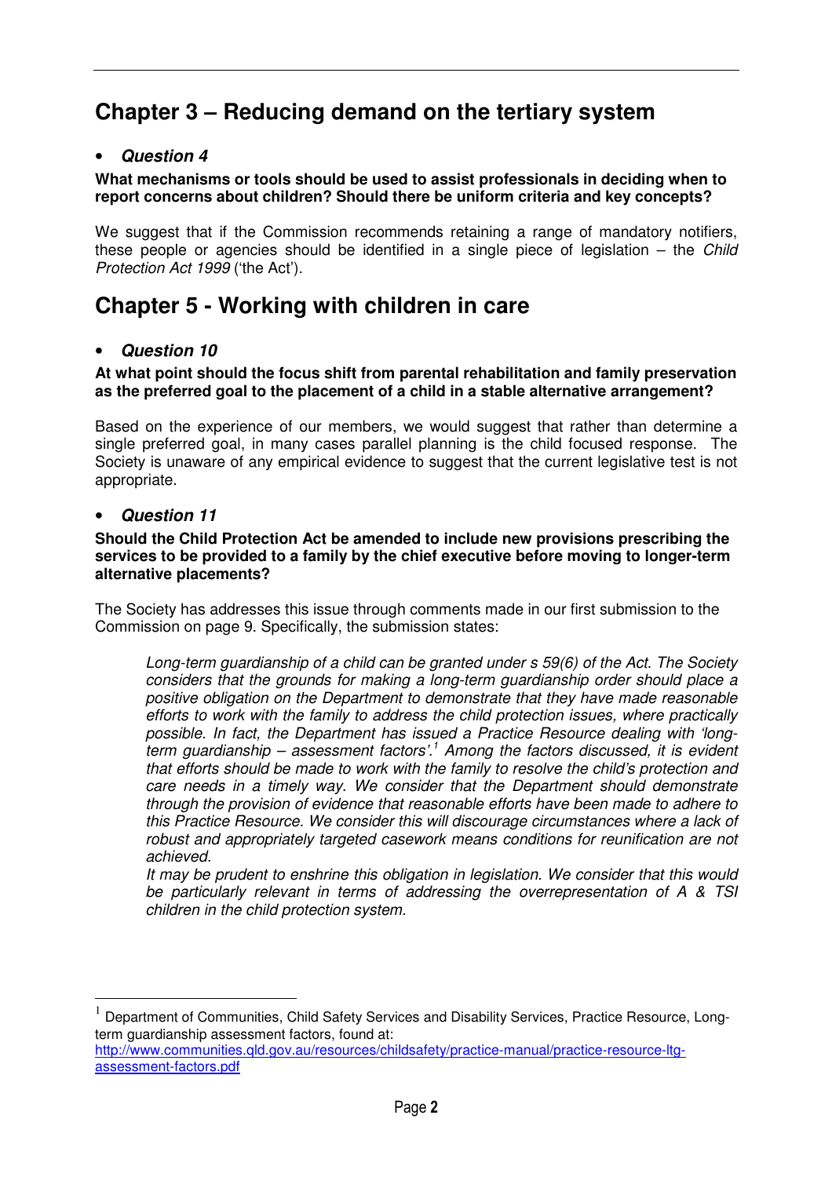# Chapter 3 – Reducing demand on the tertiary system

- ***Question 4***

**What mechanisms or tools should be used to assist professionals in deciding when to report concerns about children? Should there be uniform criteria and key concepts?**

We suggest that if the Commission recommends retaining a range of mandatory notifiers, these people or agencies should be identified in a single piece of legislation – the *Child Protection Act 1999* ('the Act').

# Chapter 5 - Working with children in care

- ***Question 10***

**At what point should the focus shift from parental rehabilitation and family preservation as the preferred goal to the placement of a child in a stable alternative arrangement?**

Based on the experience of our members, we would suggest that rather than determine a single preferred goal, in many cases parallel planning is the child focused response. The Society is unaware of any empirical evidence to suggest that the current legislative test is not appropriate.

- ***Question 11***

**Should the Child Protection Act be amended to include new provisions prescribing the services to be provided to a family by the chief executive before moving to longer-term alternative placements?**

The Society has addresses this issue through comments made in our first submission to the Commission on page 9. Specifically, the submission states:

> *Long-term guardianship of a child can be granted under s 59(6) of the Act. The Society considers that the grounds for making a long-term guardianship order should place a positive obligation on the Department to demonstrate that they have made reasonable efforts to work with the family to address the child protection issues, where practically possible. In fact, the Department has issued a Practice Resource dealing with 'long-term guardianship – assessment factors'.*[1] *Among the factors discussed, it is evident that efforts should be made to work with the family to resolve the child's protection and care needs in a timely way. We consider that the Department should demonstrate through the provision of evidence that reasonable efforts have been made to adhere to this Practice Resource. We consider this will discourage circumstances where a lack of robust and appropriately targeted casework means conditions for reunification are not achieved.*
>
> *It may be prudent to enshrine this obligation in legislation. We consider that this would be particularly relevant in terms of addressing the overrepresentation of A & TSI children in the child protection system.*

---

[1] Department of Communities, Child Safety Services and Disability Services, Practice Resource, Long-term guardianship assessment factors, found at: http://www.communities.qld.gov.au/resources/childsafety/practice-manual/practice-resource-ltg-assessment-factors.pdf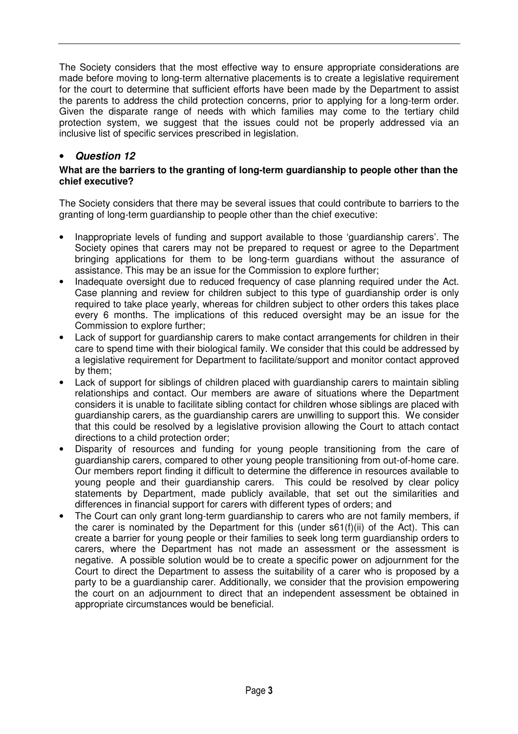The Society considers that the most effective way to ensure appropriate considerations are made before moving to long-term alternative placements is to create a legislative requirement for the court to determine that sufficient efforts have been made by the Department to assist the parents to address the child protection concerns, prior to applying for a long-term order. Given the disparate range of needs with which families may come to the tertiary child protection system, we suggest that the issues could not be properly addressed via an inclusive list of specific services prescribed in legislation.

- ***Question 12***

**What are the barriers to the granting of long-term guardianship to people other than the chief executive?**

The Society considers that there may be several issues that could contribute to barriers to the granting of long-term guardianship to people other than the chief executive:

- Inappropriate levels of funding and support available to those 'guardianship carers'. The Society opines that carers may not be prepared to request or agree to the Department bringing applications for them to be long-term guardians without the assurance of assistance. This may be an issue for the Commission to explore further;
- Inadequate oversight due to reduced frequency of case planning required under the Act. Case planning and review for children subject to this type of guardianship order is only required to take place yearly, whereas for children subject to other orders this takes place every 6 months. The implications of this reduced oversight may be an issue for the Commission to explore further;
- Lack of support for guardianship carers to make contact arrangements for children in their care to spend time with their biological family. We consider that this could be addressed by a legislative requirement for Department to facilitate/support and monitor contact approved by them;
- Lack of support for siblings of children placed with guardianship carers to maintain sibling relationships and contact. Our members are aware of situations where the Department considers it is unable to facilitate sibling contact for children whose siblings are placed with guardianship carers, as the guardianship carers are unwilling to support this. We consider that this could be resolved by a legislative provision allowing the Court to attach contact directions to a child protection order;
- Disparity of resources and funding for young people transitioning from the care of guardianship carers, compared to other young people transitioning from out-of-home care. Our members report finding it difficult to determine the difference in resources available to young people and their guardianship carers. This could be resolved by clear policy statements by Department, made publicly available, that set out the similarities and differences in financial support for carers with different types of orders; and
- The Court can only grant long-term guardianship to carers who are not family members, if the carer is nominated by the Department for this (under s61(f)(ii) of the Act). This can create a barrier for young people or their families to seek long term guardianship orders to carers, where the Department has not made an assessment or the assessment is negative. A possible solution would be to create a specific power on adjournment for the Court to direct the Department to assess the suitability of a carer who is proposed by a party to be a guardianship carer. Additionally, we consider that the provision empowering the court on an adjournment to direct that an independent assessment be obtained in appropriate circumstances would be beneficial.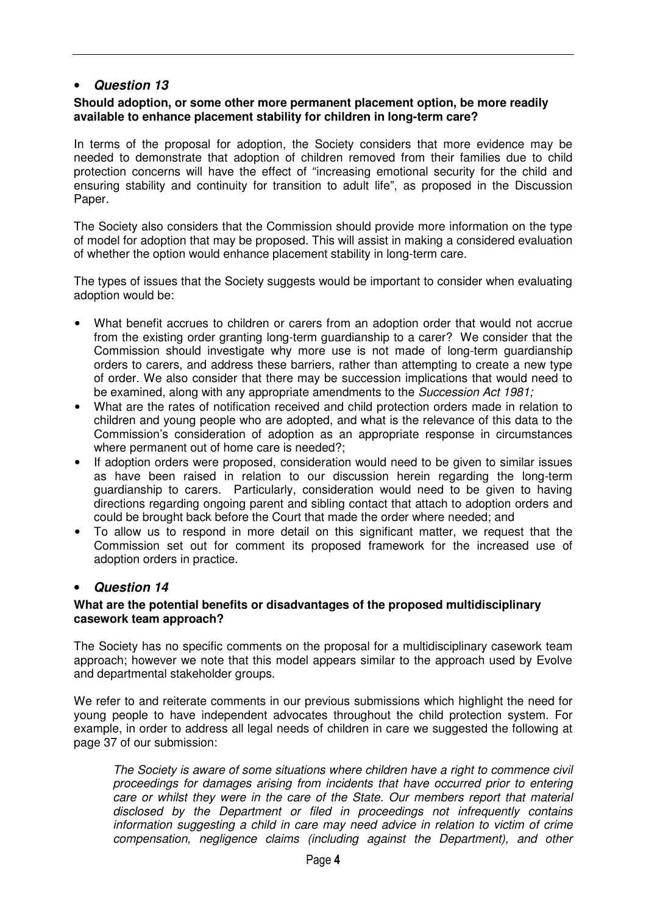- ***Question 13***

**Should adoption, or some other more permanent placement option, be more readily available to enhance placement stability for children in long-term care?**

In terms of the proposal for adoption, the Society considers that more evidence may be needed to demonstrate that adoption of children removed from their families due to child protection concerns will have the effect of "increasing emotional security for the child and ensuring stability and continuity for transition to adult life", as proposed in the Discussion Paper.

The Society also considers that the Commission should provide more information on the type of model for adoption that may be proposed. This will assist in making a considered evaluation of whether the option would enhance placement stability in long-term care.

The types of issues that the Society suggests would be important to consider when evaluating adoption would be:

- What benefit accrues to children or carers from an adoption order that would not accrue from the existing order granting long-term guardianship to a carer? We consider that the Commission should investigate why more use is not made of long-term guardianship orders to carers, and address these barriers, rather than attempting to create a new type of order. We also consider that there may be succession implications that would need to be examined, along with any appropriate amendments to the *Succession Act 1981;*
- What are the rates of notification received and child protection orders made in relation to children and young people who are adopted, and what is the relevance of this data to the Commission's consideration of adoption as an appropriate response in circumstances where permanent out of home care is needed?;
- If adoption orders were proposed, consideration would need to be given to similar issues as have been raised in relation to our discussion herein regarding the long-term guardianship to carers. Particularly, consideration would need to be given to having directions regarding ongoing parent and sibling contact that attach to adoption orders and could be brought back before the Court that made the order where needed; and
- To allow us to respond in more detail on this significant matter, we request that the Commission set out for comment its proposed framework for the increased use of adoption orders in practice.

- ***Question 14***

**What are the potential benefits or disadvantages of the proposed multidisciplinary casework team approach?**

The Society has no specific comments on the proposal for a multidisciplinary casework team approach; however we note that this model appears similar to the approach used by Evolve and departmental stakeholder groups.

We refer to and reiterate comments in our previous submissions which highlight the need for young people to have independent advocates throughout the child protection system. For example, in order to address all legal needs of children in care we suggested the following at page 37 of our submission:

> *The Society is aware of some situations where children have a right to commence civil proceedings for damages arising from incidents that have occurred prior to entering care or whilst they were in the care of the State. Our members report that material disclosed by the Department or filed in proceedings not infrequently contains information suggesting a child in care may need advice in relation to victim of crime compensation, negligence claims (including against the Department), and other*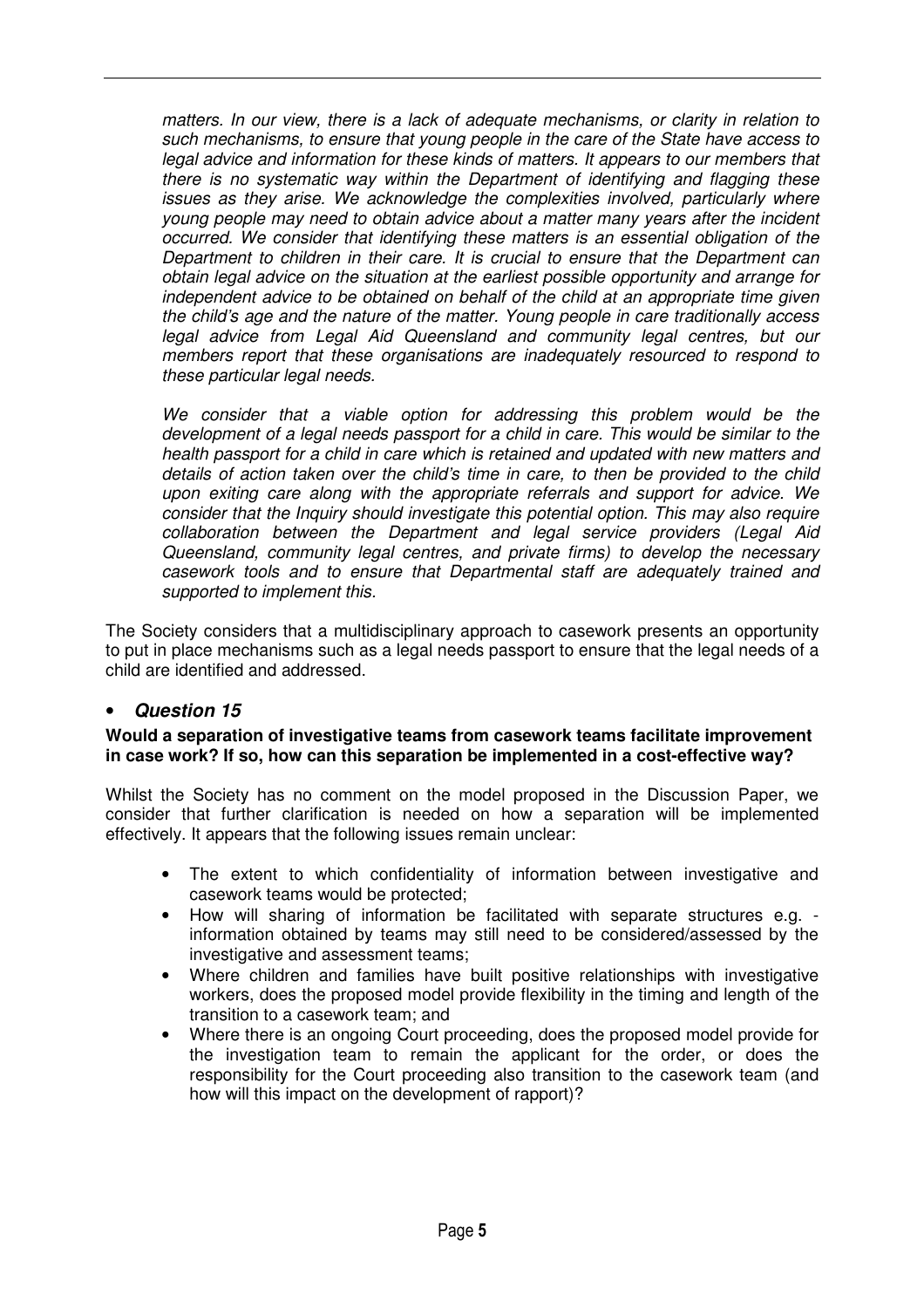*matters. In our view, there is a lack of adequate mechanisms, or clarity in relation to such mechanisms, to ensure that young people in the care of the State have access to legal advice and information for these kinds of matters. It appears to our members that there is no systematic way within the Department of identifying and flagging these issues as they arise. We acknowledge the complexities involved, particularly where young people may need to obtain advice about a matter many years after the incident occurred. We consider that identifying these matters is an essential obligation of the Department to children in their care. It is crucial to ensure that the Department can obtain legal advice on the situation at the earliest possible opportunity and arrange for independent advice to be obtained on behalf of the child at an appropriate time given the child's age and the nature of the matter. Young people in care traditionally access legal advice from Legal Aid Queensland and community legal centres, but our members report that these organisations are inadequately resourced to respond to these particular legal needs.*

*We consider that a viable option for addressing this problem would be the development of a legal needs passport for a child in care. This would be similar to the health passport for a child in care which is retained and updated with new matters and details of action taken over the child's time in care, to then be provided to the child upon exiting care along with the appropriate referrals and support for advice. We consider that the Inquiry should investigate this potential option. This may also require collaboration between the Department and legal service providers (Legal Aid Queensland, community legal centres, and private firms) to develop the necessary casework tools and to ensure that Departmental staff are adequately trained and supported to implement this.*

The Society considers that a multidisciplinary approach to casework presents an opportunity to put in place mechanisms such as a legal needs passport to ensure that the legal needs of a child are identified and addressed.

- ***Question 15***

**Would a separation of investigative teams from casework teams facilitate improvement in case work? If so, how can this separation be implemented in a cost-effective way?**

Whilst the Society has no comment on the model proposed in the Discussion Paper, we consider that further clarification is needed on how a separation will be implemented effectively. It appears that the following issues remain unclear:

- The extent to which confidentiality of information between investigative and casework teams would be protected;
- How will sharing of information be facilitated with separate structures e.g. - information obtained by teams may still need to be considered/assessed by the investigative and assessment teams;
- Where children and families have built positive relationships with investigative workers, does the proposed model provide flexibility in the timing and length of the transition to a casework team; and
- Where there is an ongoing Court proceeding, does the proposed model provide for the investigation team to remain the applicant for the order, or does the responsibility for the Court proceeding also transition to the casework team (and how will this impact on the development of rapport)?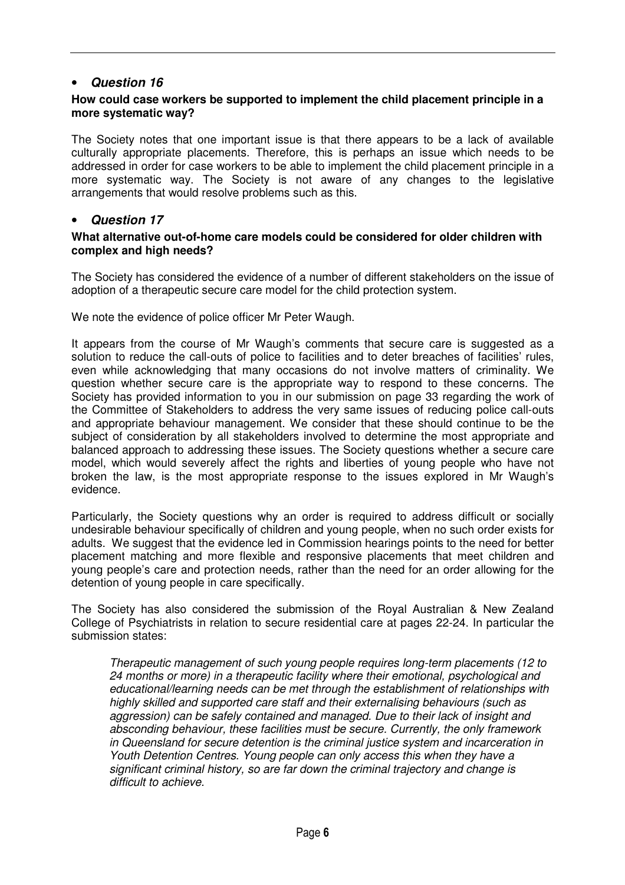- ***Question 16***

**How could case workers be supported to implement the child placement principle in a more systematic way?**

The Society notes that one important issue is that there appears to be a lack of available culturally appropriate placements. Therefore, this is perhaps an issue which needs to be addressed in order for case workers to be able to implement the child placement principle in a more systematic way. The Society is not aware of any changes to the legislative arrangements that would resolve problems such as this.

- ***Question 17***

**What alternative out-of-home care models could be considered for older children with complex and high needs?**

The Society has considered the evidence of a number of different stakeholders on the issue of adoption of a therapeutic secure care model for the child protection system.

We note the evidence of police officer Mr Peter Waugh.

It appears from the course of Mr Waugh's comments that secure care is suggested as a solution to reduce the call-outs of police to facilities and to deter breaches of facilities' rules, even while acknowledging that many occasions do not involve matters of criminality. We question whether secure care is the appropriate way to respond to these concerns. The Society has provided information to you in our submission on page 33 regarding the work of the Committee of Stakeholders to address the very same issues of reducing police call-outs and appropriate behaviour management. We consider that these should continue to be the subject of consideration by all stakeholders involved to determine the most appropriate and balanced approach to addressing these issues. The Society questions whether a secure care model, which would severely affect the rights and liberties of young people who have not broken the law, is the most appropriate response to the issues explored in Mr Waugh's evidence.

Particularly, the Society questions why an order is required to address difficult or socially undesirable behaviour specifically of children and young people, when no such order exists for adults. We suggest that the evidence led in Commission hearings points to the need for better placement matching and more flexible and responsive placements that meet children and young people's care and protection needs, rather than the need for an order allowing for the detention of young people in care specifically.

The Society has also considered the submission of the Royal Australian & New Zealand College of Psychiatrists in relation to secure residential care at pages 22-24. In particular the submission states:

> *Therapeutic management of such young people requires long-term placements (12 to 24 months or more) in a therapeutic facility where their emotional, psychological and educational/learning needs can be met through the establishment of relationships with highly skilled and supported care staff and their externalising behaviours (such as aggression) can be safely contained and managed. Due to their lack of insight and absconding behaviour, these facilities must be secure. Currently, the only framework in Queensland for secure detention is the criminal justice system and incarceration in Youth Detention Centres. Young people can only access this when they have a significant criminal history, so are far down the criminal trajectory and change is difficult to achieve.*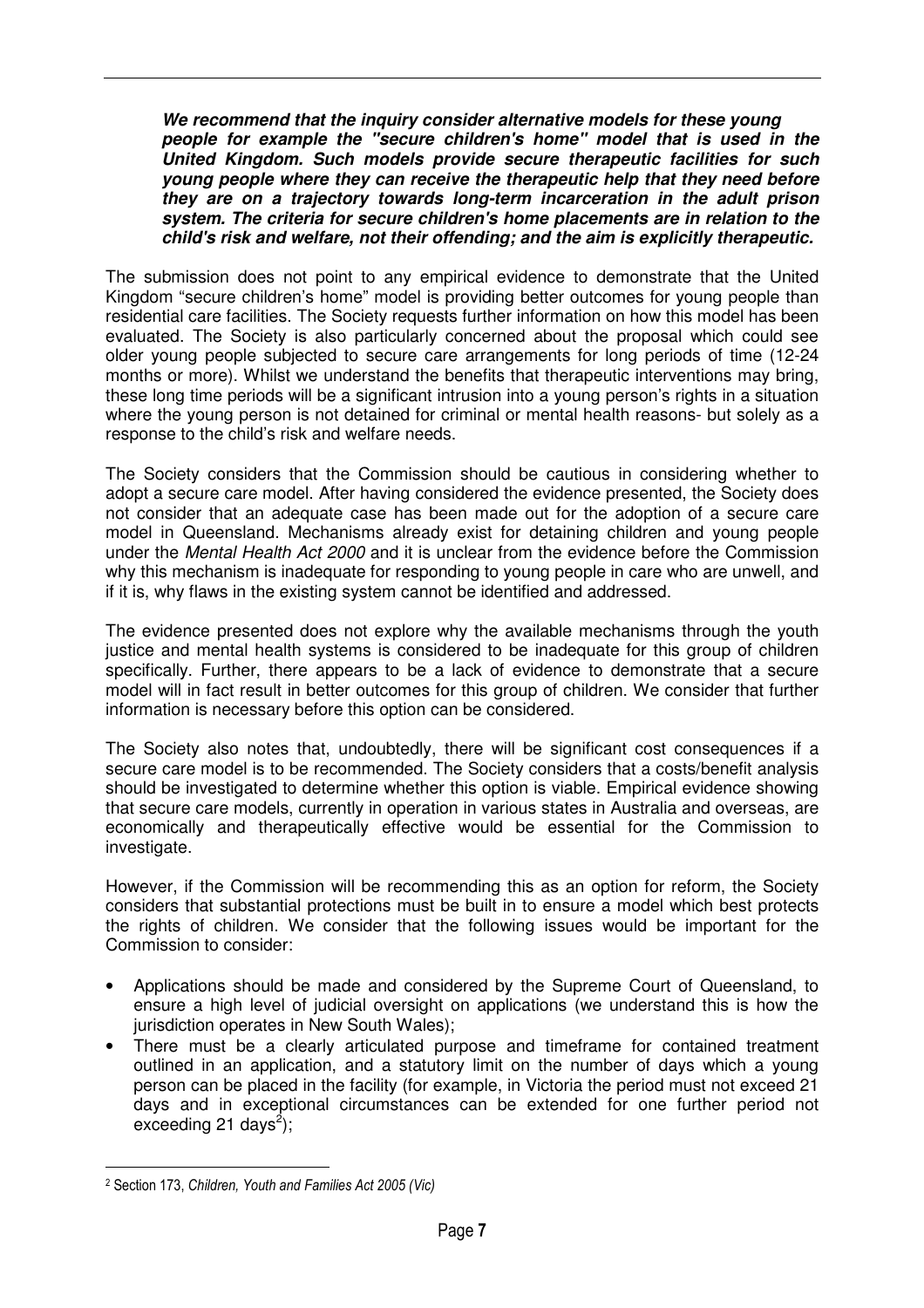***We recommend that the inquiry consider alternative models for these young people for example the "secure children's home" model that is used in the United Kingdom. Such models provide secure therapeutic facilities for such young people where they can receive the therapeutic help that they need before they are on a trajectory towards long-term incarceration in the adult prison system. The criteria for secure children's home placements are in relation to the child's risk and welfare, not their offending; and the aim is explicitly therapeutic.***

The submission does not point to any empirical evidence to demonstrate that the United Kingdom "secure children's home" model is providing better outcomes for young people than residential care facilities. The Society requests further information on how this model has been evaluated. The Society is also particularly concerned about the proposal which could see older young people subjected to secure care arrangements for long periods of time (12-24 months or more). Whilst we understand the benefits that therapeutic interventions may bring, these long time periods will be a significant intrusion into a young person's rights in a situation where the young person is not detained for criminal or mental health reasons- but solely as a response to the child's risk and welfare needs.

The Society considers that the Commission should be cautious in considering whether to adopt a secure care model. After having considered the evidence presented, the Society does not consider that an adequate case has been made out for the adoption of a secure care model in Queensland. Mechanisms already exist for detaining children and young people under the *Mental Health Act 2000* and it is unclear from the evidence before the Commission why this mechanism is inadequate for responding to young people in care who are unwell, and if it is, why flaws in the existing system cannot be identified and addressed.

The evidence presented does not explore why the available mechanisms through the youth justice and mental health systems is considered to be inadequate for this group of children specifically. Further, there appears to be a lack of evidence to demonstrate that a secure model will in fact result in better outcomes for this group of children. We consider that further information is necessary before this option can be considered.

The Society also notes that, undoubtedly, there will be significant cost consequences if a secure care model is to be recommended. The Society considers that a costs/benefit analysis should be investigated to determine whether this option is viable. Empirical evidence showing that secure care models, currently in operation in various states in Australia and overseas, are economically and therapeutically effective would be essential for the Commission to investigate.

However, if the Commission will be recommending this as an option for reform, the Society considers that substantial protections must be built in to ensure a model which best protects the rights of children. We consider that the following issues would be important for the Commission to consider:

- Applications should be made and considered by the Supreme Court of Queensland, to ensure a high level of judicial oversight on applications (we understand this is how the jurisdiction operates in New South Wales);
- There must be a clearly articulated purpose and timeframe for contained treatment outlined in an application, and a statutory limit on the number of days which a young person can be placed in the facility (for example, in Victoria the period must not exceed 21 days and in exceptional circumstances can be extended for one further period not exceeding 21 days[2]);

---

[2] Section 173, *Children, Youth and Families Act 2005 (Vic)*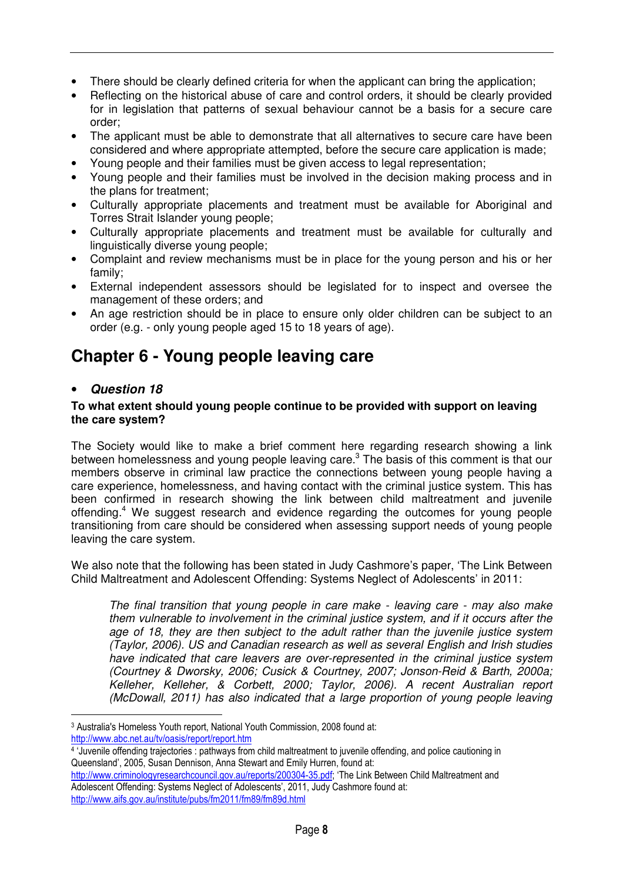- There should be clearly defined criteria for when the applicant can bring the application;
- Reflecting on the historical abuse of care and control orders, it should be clearly provided for in legislation that patterns of sexual behaviour cannot be a basis for a secure care order;
- The applicant must be able to demonstrate that all alternatives to secure care have been considered and where appropriate attempted, before the secure care application is made;
- Young people and their families must be given access to legal representation;
- Young people and their families must be involved in the decision making process and in the plans for treatment;
- Culturally appropriate placements and treatment must be available for Aboriginal and Torres Strait Islander young people;
- Culturally appropriate placements and treatment must be available for culturally and linguistically diverse young people;
- Complaint and review mechanisms must be in place for the young person and his or her family;
- External independent assessors should be legislated for to inspect and oversee the management of these orders; and
- An age restriction should be in place to ensure only older children can be subject to an order (e.g. - only young people aged 15 to 18 years of age).

# Chapter 6 - Young people leaving care

- ***Question 18***

**To what extent should young people continue to be provided with support on leaving the care system?**

The Society would like to make a brief comment here regarding research showing a link between homelessness and young people leaving care.[3] The basis of this comment is that our members observe in criminal law practice the connections between young people having a care experience, homelessness, and having contact with the criminal justice system. This has been confirmed in research showing the link between child maltreatment and juvenile offending.[4] We suggest research and evidence regarding the outcomes for young people transitioning from care should be considered when assessing support needs of young people leaving the care system.

We also note that the following has been stated in Judy Cashmore's paper, 'The Link Between Child Maltreatment and Adolescent Offending: Systems Neglect of Adolescents' in 2011:

> *The final transition that young people in care make - leaving care - may also make them vulnerable to involvement in the criminal justice system, and if it occurs after the age of 18, they are then subject to the adult rather than the juvenile justice system (Taylor, 2006). US and Canadian research as well as several English and Irish studies have indicated that care leavers are over-represented in the criminal justice system (Courtney & Dworsky, 2006; Cusick & Courtney, 2007; Jonson-Reid & Barth, 2000a; Kelleher, Kelleher, & Corbett, 2000; Taylor, 2006). A recent Australian report (McDowall, 2011) has also indicated that a large proportion of young people leaving*

---

[3] Australia's Homeless Youth report, National Youth Commission, 2008 found at: http://www.abc.net.au/tv/oasis/report/report.htm

[4] 'Juvenile offending trajectories : pathways from child maltreatment to juvenile offending, and police cautioning in Queensland', 2005, Susan Dennison, Anna Stewart and Emily Hurren, found at: http://www.criminologyresearchcouncil.gov.au/reports/200304-35.pdf; 'The Link Between Child Maltreatment and Adolescent Offending: Systems Neglect of Adolescents', 2011, Judy Cashmore found at: http://www.aifs.gov.au/institute/pubs/fm2011/fm89/fm89d.html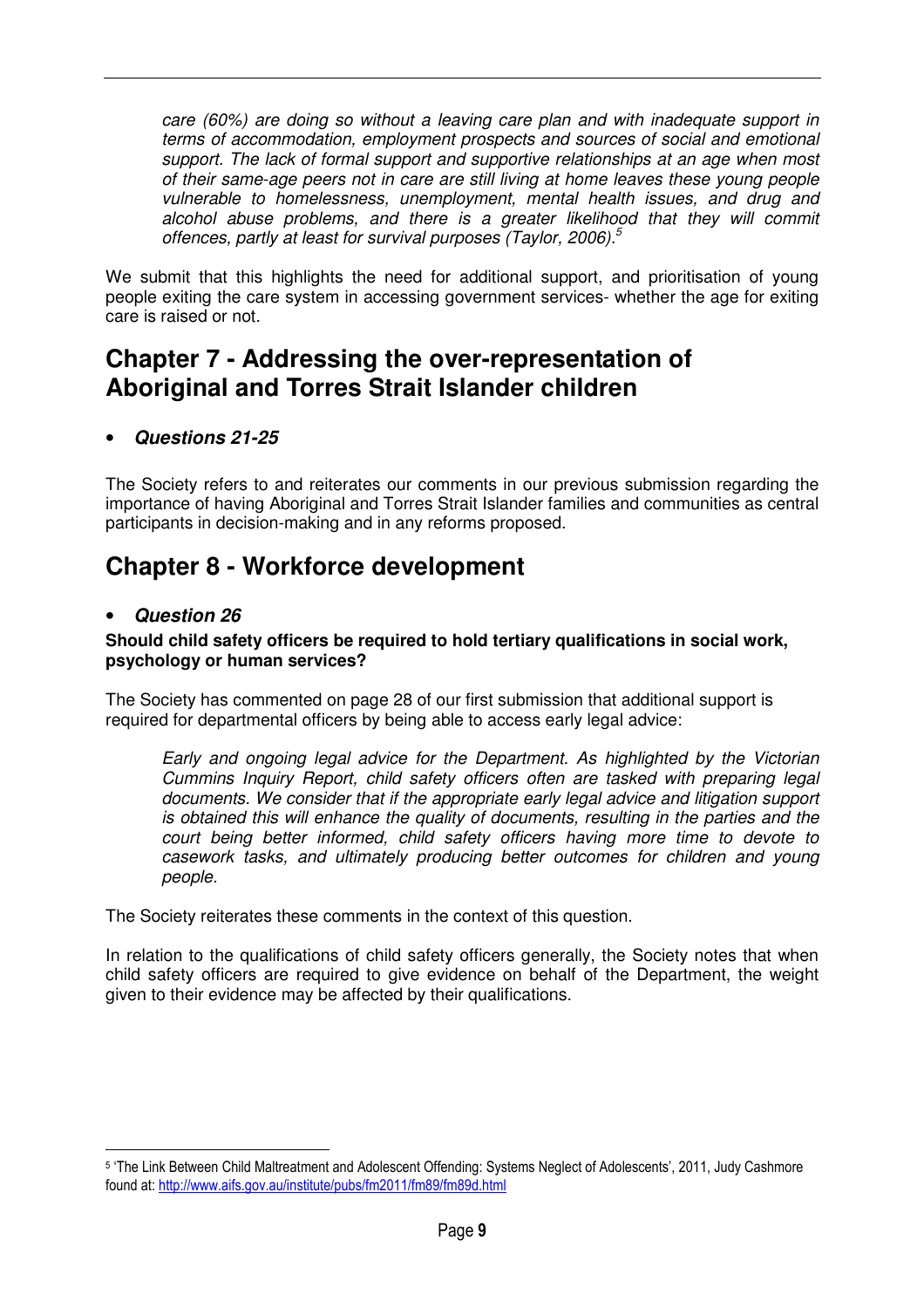> *care (60%) are doing so without a leaving care plan and with inadequate support in terms of accommodation, employment prospects and sources of social and emotional support. The lack of formal support and supportive relationships at an age when most of their same-age peers not in care are still living at home leaves these young people vulnerable to homelessness, unemployment, mental health issues, and drug and alcohol abuse problems, and there is a greater likelihood that they will commit offences, partly at least for survival purposes (Taylor, 2006).*[5]

We submit that this highlights the need for additional support, and prioritisation of young people exiting the care system in accessing government services- whether the age for exiting care is raised or not.

## Chapter 7 - Addressing the over-representation of Aboriginal and Torres Strait Islander children

- ***Questions 21-25***

The Society refers to and reiterates our comments in our previous submission regarding the importance of having Aboriginal and Torres Strait Islander families and communities as central participants in decision-making and in any reforms proposed.

## Chapter 8 - Workforce development

- ***Question 26***

**Should child safety officers be required to hold tertiary qualifications in social work, psychology or human services?**

The Society has commented on page 28 of our first submission that additional support is required for departmental officers by being able to access early legal advice:

> *Early and ongoing legal advice for the Department. As highlighted by the Victorian Cummins Inquiry Report, child safety officers often are tasked with preparing legal documents. We consider that if the appropriate early legal advice and litigation support is obtained this will enhance the quality of documents, resulting in the parties and the court being better informed, child safety officers having more time to devote to casework tasks, and ultimately producing better outcomes for children and young people.*

The Society reiterates these comments in the context of this question.

In relation to the qualifications of child safety officers generally, the Society notes that when child safety officers are required to give evidence on behalf of the Department, the weight given to their evidence may be affected by their qualifications.

---

[5] 'The Link Between Child Maltreatment and Adolescent Offending: Systems Neglect of Adolescents', 2011, Judy Cashmore found at: http://www.aifs.gov.au/institute/pubs/fm2011/fm89/fm89d.html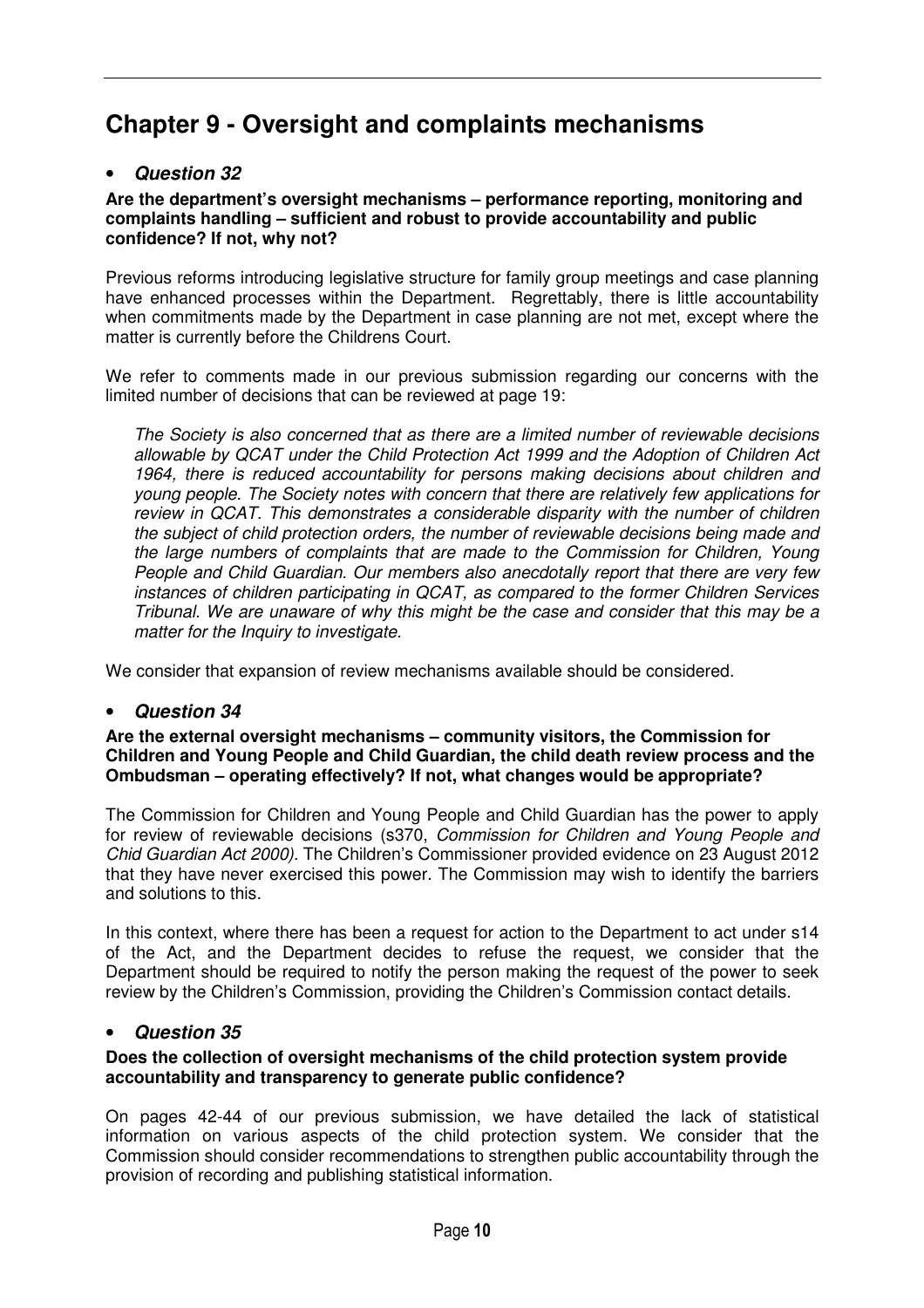# Chapter 9 - Oversight and complaints mechanisms

- ***Question 32***

**Are the department's oversight mechanisms – performance reporting, monitoring and complaints handling – sufficient and robust to provide accountability and public confidence? If not, why not?**

Previous reforms introducing legislative structure for family group meetings and case planning have enhanced processes within the Department. Regrettably, there is little accountability when commitments made by the Department in case planning are not met, except where the matter is currently before the Childrens Court.

We refer to comments made in our previous submission regarding our concerns with the limited number of decisions that can be reviewed at page 19:

> *The Society is also concerned that as there are a limited number of reviewable decisions allowable by QCAT under the Child Protection Act 1999 and the Adoption of Children Act 1964, there is reduced accountability for persons making decisions about children and young people. The Society notes with concern that there are relatively few applications for review in QCAT. This demonstrates a considerable disparity with the number of children the subject of child protection orders, the number of reviewable decisions being made and the large numbers of complaints that are made to the Commission for Children, Young People and Child Guardian. Our members also anecdotally report that there are very few instances of children participating in QCAT, as compared to the former Children Services Tribunal. We are unaware of why this might be the case and consider that this may be a matter for the Inquiry to investigate.*

We consider that expansion of review mechanisms available should be considered.

- ***Question 34***

**Are the external oversight mechanisms – community visitors, the Commission for Children and Young People and Child Guardian, the child death review process and the Ombudsman – operating effectively? If not, what changes would be appropriate?**

The Commission for Children and Young People and Child Guardian has the power to apply for review of reviewable decisions (s370, *Commission for Children and Young People and Chid Guardian Act 2000).* The Children's Commissioner provided evidence on 23 August 2012 that they have never exercised this power. The Commission may wish to identify the barriers and solutions to this.

In this context, where there has been a request for action to the Department to act under s14 of the Act, and the Department decides to refuse the request, we consider that the Department should be required to notify the person making the request of the power to seek review by the Children's Commission, providing the Children's Commission contact details.

- ***Question 35***

**Does the collection of oversight mechanisms of the child protection system provide accountability and transparency to generate public confidence?**

On pages 42-44 of our previous submission, we have detailed the lack of statistical information on various aspects of the child protection system. We consider that the Commission should consider recommendations to strengthen public accountability through the provision of recording and publishing statistical information.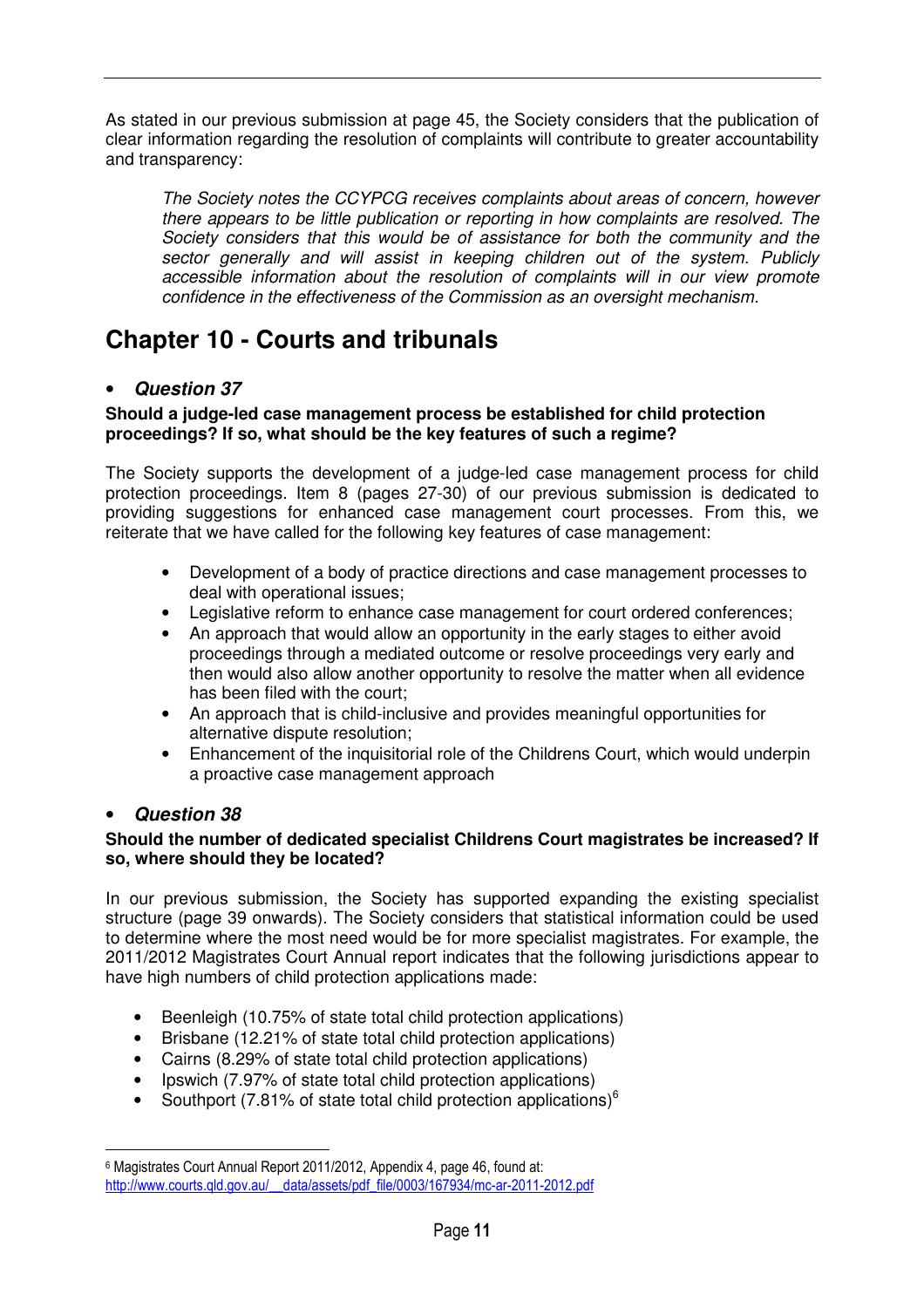As stated in our previous submission at page 45, the Society considers that the publication of clear information regarding the resolution of complaints will contribute to greater accountability and transparency:

> *The Society notes the CCYPCG receives complaints about areas of concern, however there appears to be little publication or reporting in how complaints are resolved. The Society considers that this would be of assistance for both the community and the sector generally and will assist in keeping children out of the system. Publicly accessible information about the resolution of complaints will in our view promote confidence in the effectiveness of the Commission as an oversight mechanism.*

# Chapter 10 - Courts and tribunals

- ***Question 37***

**Should a judge-led case management process be established for child protection proceedings? If so, what should be the key features of such a regime?**

The Society supports the development of a judge-led case management process for child protection proceedings. Item 8 (pages 27-30) of our previous submission is dedicated to providing suggestions for enhanced case management court processes. From this, we reiterate that we have called for the following key features of case management:

- Development of a body of practice directions and case management processes to deal with operational issues;
- Legislative reform to enhance case management for court ordered conferences;
- An approach that would allow an opportunity in the early stages to either avoid proceedings through a mediated outcome or resolve proceedings very early and then would also allow another opportunity to resolve the matter when all evidence has been filed with the court;
- An approach that is child-inclusive and provides meaningful opportunities for alternative dispute resolution;
- Enhancement of the inquisitorial role of the Childrens Court, which would underpin a proactive case management approach

- ***Question 38***

**Should the number of dedicated specialist Childrens Court magistrates be increased? If so, where should they be located?**

In our previous submission, the Society has supported expanding the existing specialist structure (page 39 onwards). The Society considers that statistical information could be used to determine where the most need would be for more specialist magistrates. For example, the 2011/2012 Magistrates Court Annual report indicates that the following jurisdictions appear to have high numbers of child protection applications made:

- Beenleigh (10.75% of state total child protection applications)
- Brisbane (12.21% of state total child protection applications)
- Cairns (8.29% of state total child protection applications)
- Ipswich (7.97% of state total child protection applications)
- Southport (7.81% of state total child protection applications)[6]

[6] Magistrates Court Annual Report 2011/2012, Appendix 4, page 46, found at: http://www.courts.qld.gov.au/__data/assets/pdf_file/0003/167934/mc-ar-2011-2012.pdf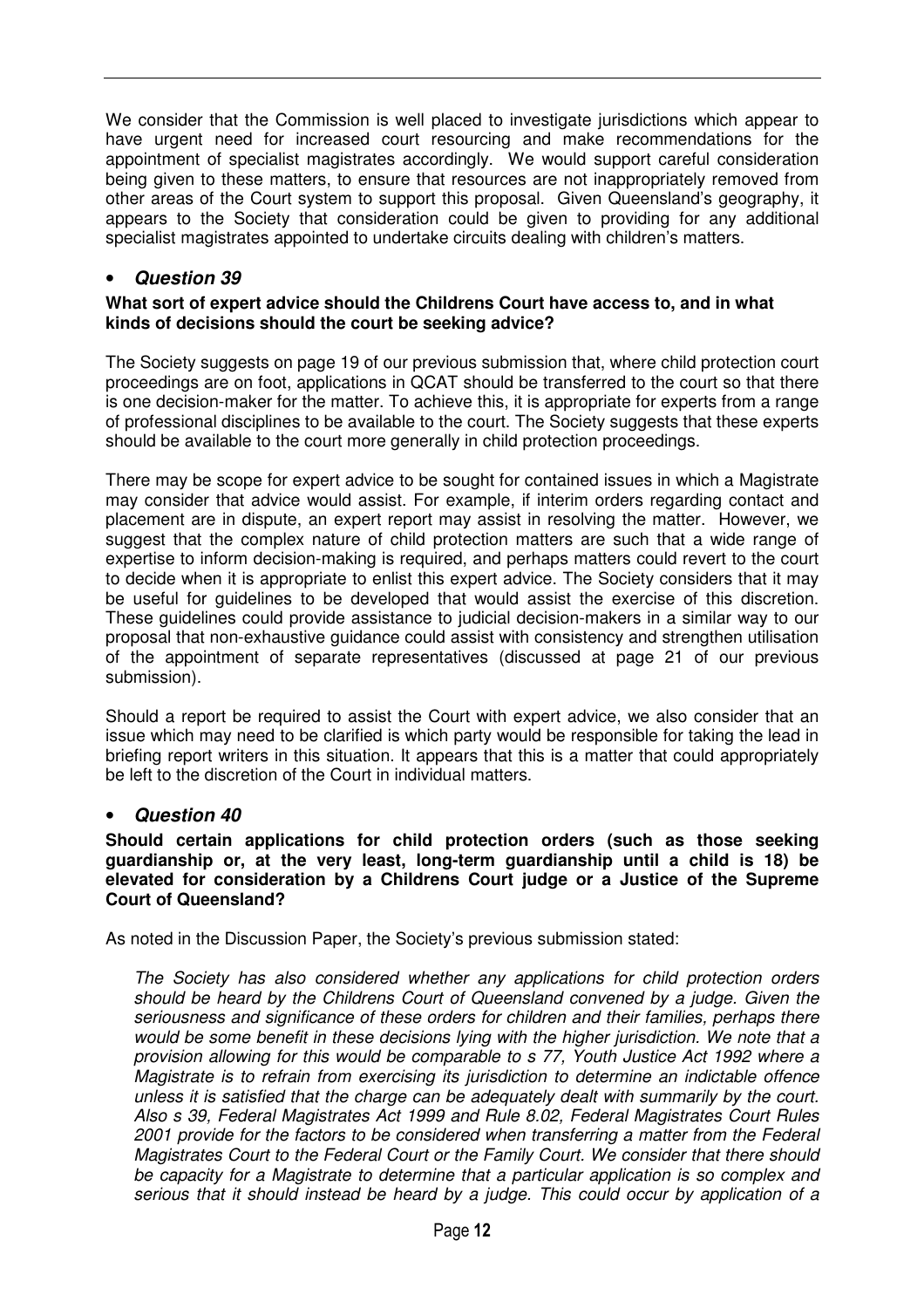We consider that the Commission is well placed to investigate jurisdictions which appear to have urgent need for increased court resourcing and make recommendations for the appointment of specialist magistrates accordingly. We would support careful consideration being given to these matters, to ensure that resources are not inappropriately removed from other areas of the Court system to support this proposal. Given Queensland's geography, it appears to the Society that consideration could be given to providing for any additional specialist magistrates appointed to undertake circuits dealing with children's matters.

- ***Question 39***

**What sort of expert advice should the Childrens Court have access to, and in what kinds of decisions should the court be seeking advice?**

The Society suggests on page 19 of our previous submission that, where child protection court proceedings are on foot, applications in QCAT should be transferred to the court so that there is one decision-maker for the matter. To achieve this, it is appropriate for experts from a range of professional disciplines to be available to the court. The Society suggests that these experts should be available to the court more generally in child protection proceedings.

There may be scope for expert advice to be sought for contained issues in which a Magistrate may consider that advice would assist. For example, if interim orders regarding contact and placement are in dispute, an expert report may assist in resolving the matter. However, we suggest that the complex nature of child protection matters are such that a wide range of expertise to inform decision-making is required, and perhaps matters could revert to the court to decide when it is appropriate to enlist this expert advice. The Society considers that it may be useful for guidelines to be developed that would assist the exercise of this discretion. These guidelines could provide assistance to judicial decision-makers in a similar way to our proposal that non-exhaustive guidance could assist with consistency and strengthen utilisation of the appointment of separate representatives (discussed at page 21 of our previous submission).

Should a report be required to assist the Court with expert advice, we also consider that an issue which may need to be clarified is which party would be responsible for taking the lead in briefing report writers in this situation. It appears that this is a matter that could appropriately be left to the discretion of the Court in individual matters.

- ***Question 40***

**Should certain applications for child protection orders (such as those seeking guardianship or, at the very least, long-term guardianship until a child is 18) be elevated for consideration by a Childrens Court judge or a Justice of the Supreme Court of Queensland?**

As noted in the Discussion Paper, the Society's previous submission stated:

> *The Society has also considered whether any applications for child protection orders should be heard by the Childrens Court of Queensland convened by a judge. Given the seriousness and significance of these orders for children and their families, perhaps there would be some benefit in these decisions lying with the higher jurisdiction. We note that a provision allowing for this would be comparable to s 77, Youth Justice Act 1992 where a Magistrate is to refrain from exercising its jurisdiction to determine an indictable offence unless it is satisfied that the charge can be adequately dealt with summarily by the court. Also s 39, Federal Magistrates Act 1999 and Rule 8.02, Federal Magistrates Court Rules 2001 provide for the factors to be considered when transferring a matter from the Federal Magistrates Court to the Federal Court or the Family Court. We consider that there should be capacity for a Magistrate to determine that a particular application is so complex and serious that it should instead be heard by a judge. This could occur by application of a*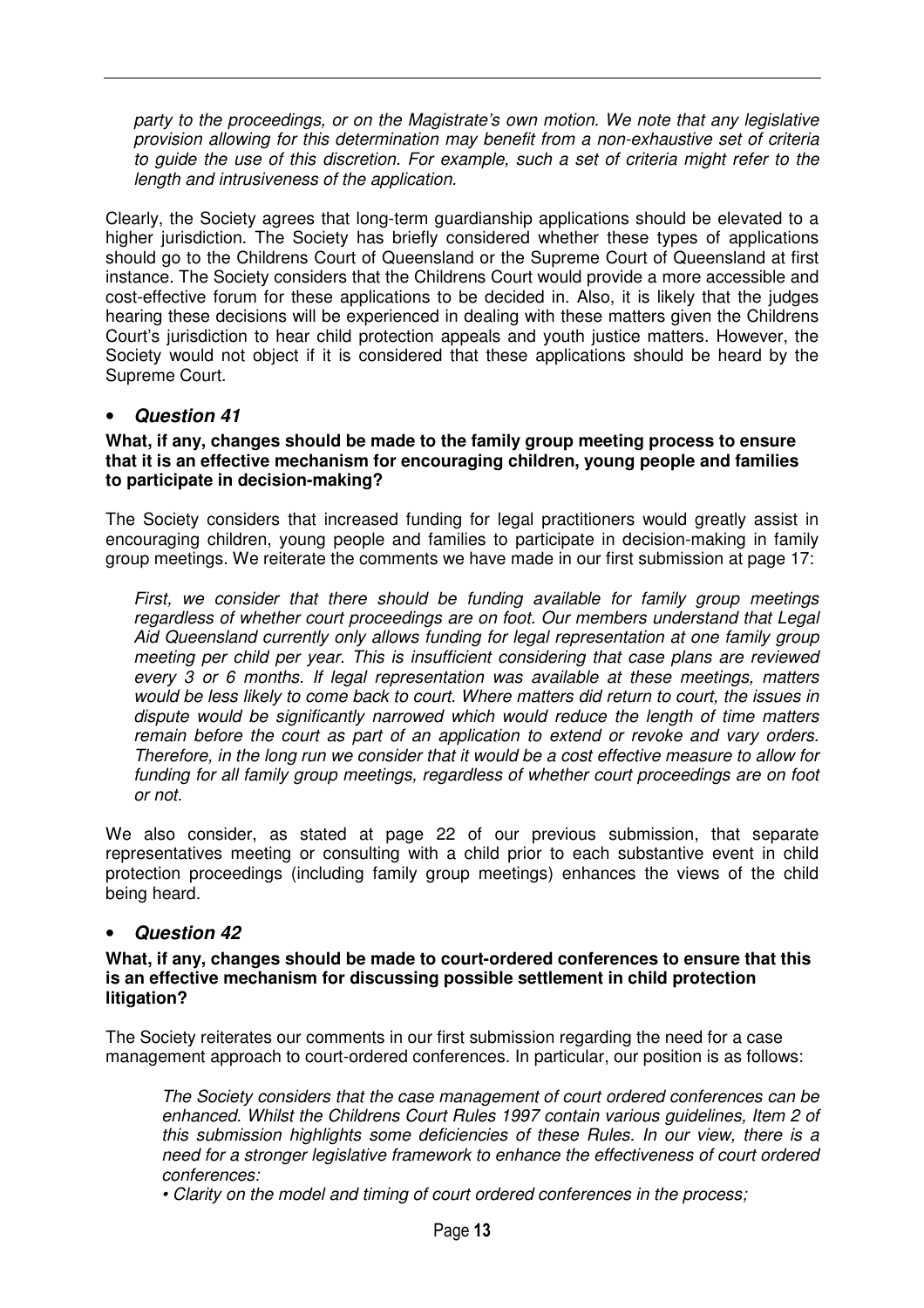*party to the proceedings, or on the Magistrate's own motion. We note that any legislative provision allowing for this determination may benefit from a non-exhaustive set of criteria to guide the use of this discretion. For example, such a set of criteria might refer to the length and intrusiveness of the application.*

Clearly, the Society agrees that long-term guardianship applications should be elevated to a higher jurisdiction. The Society has briefly considered whether these types of applications should go to the Childrens Court of Queensland or the Supreme Court of Queensland at first instance. The Society considers that the Childrens Court would provide a more accessible and cost-effective forum for these applications to be decided in. Also, it is likely that the judges hearing these decisions will be experienced in dealing with these matters given the Childrens Court's jurisdiction to hear child protection appeals and youth justice matters. However, the Society would not object if it is considered that these applications should be heard by the Supreme Court.

- ***Question 41***

**What, if any, changes should be made to the family group meeting process to ensure that it is an effective mechanism for encouraging children, young people and families to participate in decision-making?**

The Society considers that increased funding for legal practitioners would greatly assist in encouraging children, young people and families to participate in decision-making in family group meetings. We reiterate the comments we have made in our first submission at page 17:

> *First, we consider that there should be funding available for family group meetings regardless of whether court proceedings are on foot. Our members understand that Legal Aid Queensland currently only allows funding for legal representation at one family group meeting per child per year. This is insufficient considering that case plans are reviewed every 3 or 6 months. If legal representation was available at these meetings, matters would be less likely to come back to court. Where matters did return to court, the issues in dispute would be significantly narrowed which would reduce the length of time matters remain before the court as part of an application to extend or revoke and vary orders. Therefore, in the long run we consider that it would be a cost effective measure to allow for funding for all family group meetings, regardless of whether court proceedings are on foot or not.*

We also consider, as stated at page 22 of our previous submission, that separate representatives meeting or consulting with a child prior to each substantive event in child protection proceedings (including family group meetings) enhances the views of the child being heard.

- ***Question 42***

**What, if any, changes should be made to court-ordered conferences to ensure that this is an effective mechanism for discussing possible settlement in child protection litigation?**

The Society reiterates our comments in our first submission regarding the need for a case management approach to court-ordered conferences. In particular, our position is as follows:

> *The Society considers that the case management of court ordered conferences can be enhanced. Whilst the Childrens Court Rules 1997 contain various guidelines, Item 2 of this submission highlights some deficiencies of these Rules. In our view, there is a need for a stronger legislative framework to enhance the effectiveness of court ordered conferences:*
>
> - *Clarity on the model and timing of court ordered conferences in the process;*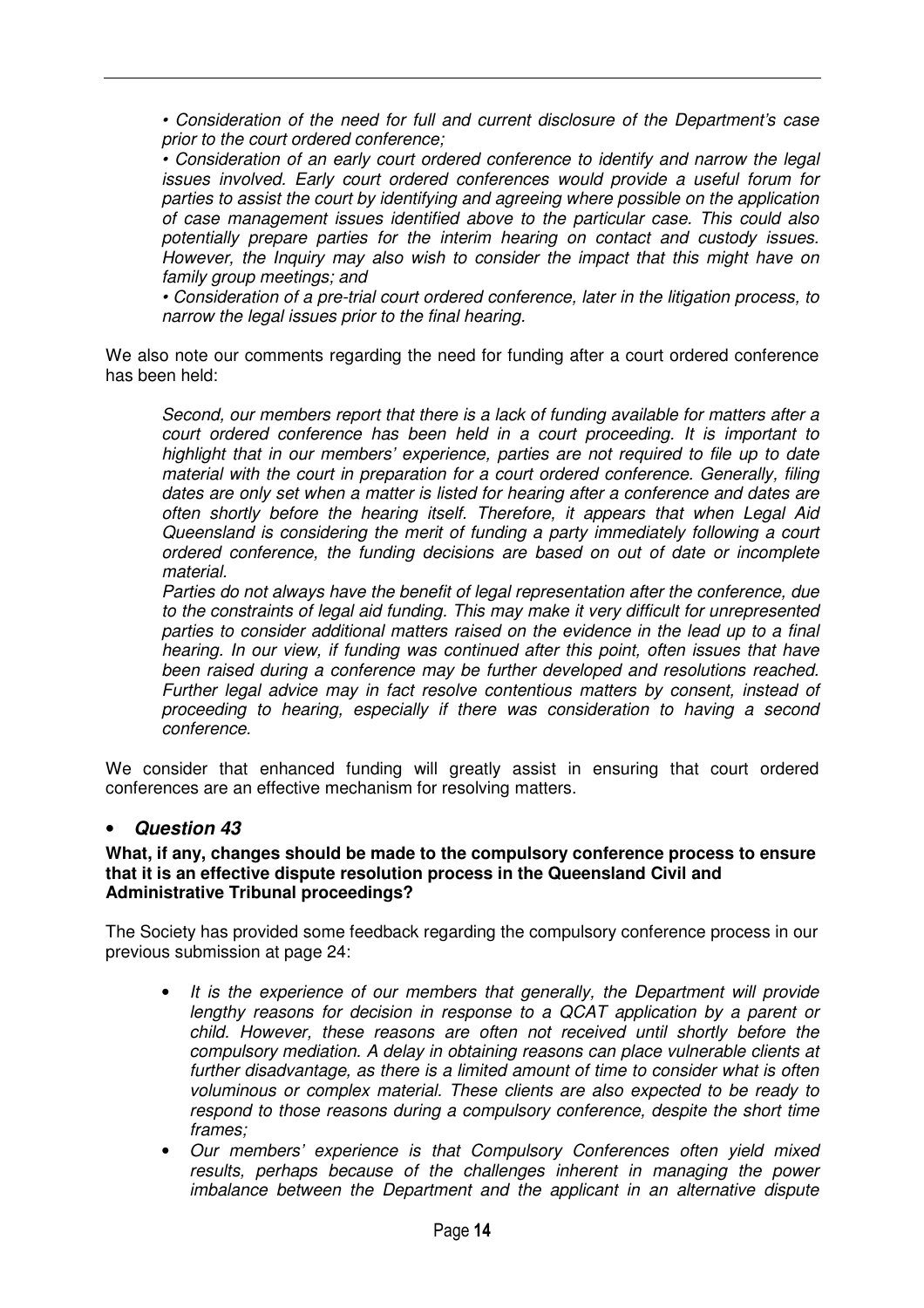> *• Consideration of the need for full and current disclosure of the Department's case prior to the court ordered conference;*
>
> *• Consideration of an early court ordered conference to identify and narrow the legal issues involved. Early court ordered conferences would provide a useful forum for parties to assist the court by identifying and agreeing where possible on the application of case management issues identified above to the particular case. This could also potentially prepare parties for the interim hearing on contact and custody issues. However, the Inquiry may also wish to consider the impact that this might have on family group meetings; and*
>
> *• Consideration of a pre-trial court ordered conference, later in the litigation process, to narrow the legal issues prior to the final hearing.*

We also note our comments regarding the need for funding after a court ordered conference has been held:

> *Second, our members report that there is a lack of funding available for matters after a court ordered conference has been held in a court proceeding. It is important to highlight that in our members' experience, parties are not required to file up to date material with the court in preparation for a court ordered conference. Generally, filing dates are only set when a matter is listed for hearing after a conference and dates are often shortly before the hearing itself. Therefore, it appears that when Legal Aid Queensland is considering the merit of funding a party immediately following a court ordered conference, the funding decisions are based on out of date or incomplete material.*
>
> *Parties do not always have the benefit of legal representation after the conference, due to the constraints of legal aid funding. This may make it very difficult for unrepresented parties to consider additional matters raised on the evidence in the lead up to a final hearing. In our view, if funding was continued after this point, often issues that have been raised during a conference may be further developed and resolutions reached. Further legal advice may in fact resolve contentious matters by consent, instead of proceeding to hearing, especially if there was consideration to having a second conference.*

We consider that enhanced funding will greatly assist in ensuring that court ordered conferences are an effective mechanism for resolving matters.

- ***Question 43***

**What, if any, changes should be made to the compulsory conference process to ensure that it is an effective dispute resolution process in the Queensland Civil and Administrative Tribunal proceedings?**

The Society has provided some feedback regarding the compulsory conference process in our previous submission at page 24:

- *It is the experience of our members that generally, the Department will provide lengthy reasons for decision in response to a QCAT application by a parent or child. However, these reasons are often not received until shortly before the compulsory mediation. A delay in obtaining reasons can place vulnerable clients at further disadvantage, as there is a limited amount of time to consider what is often voluminous or complex material. These clients are also expected to be ready to respond to those reasons during a compulsory conference, despite the short time frames;*
- *Our members' experience is that Compulsory Conferences often yield mixed results, perhaps because of the challenges inherent in managing the power imbalance between the Department and the applicant in an alternative dispute*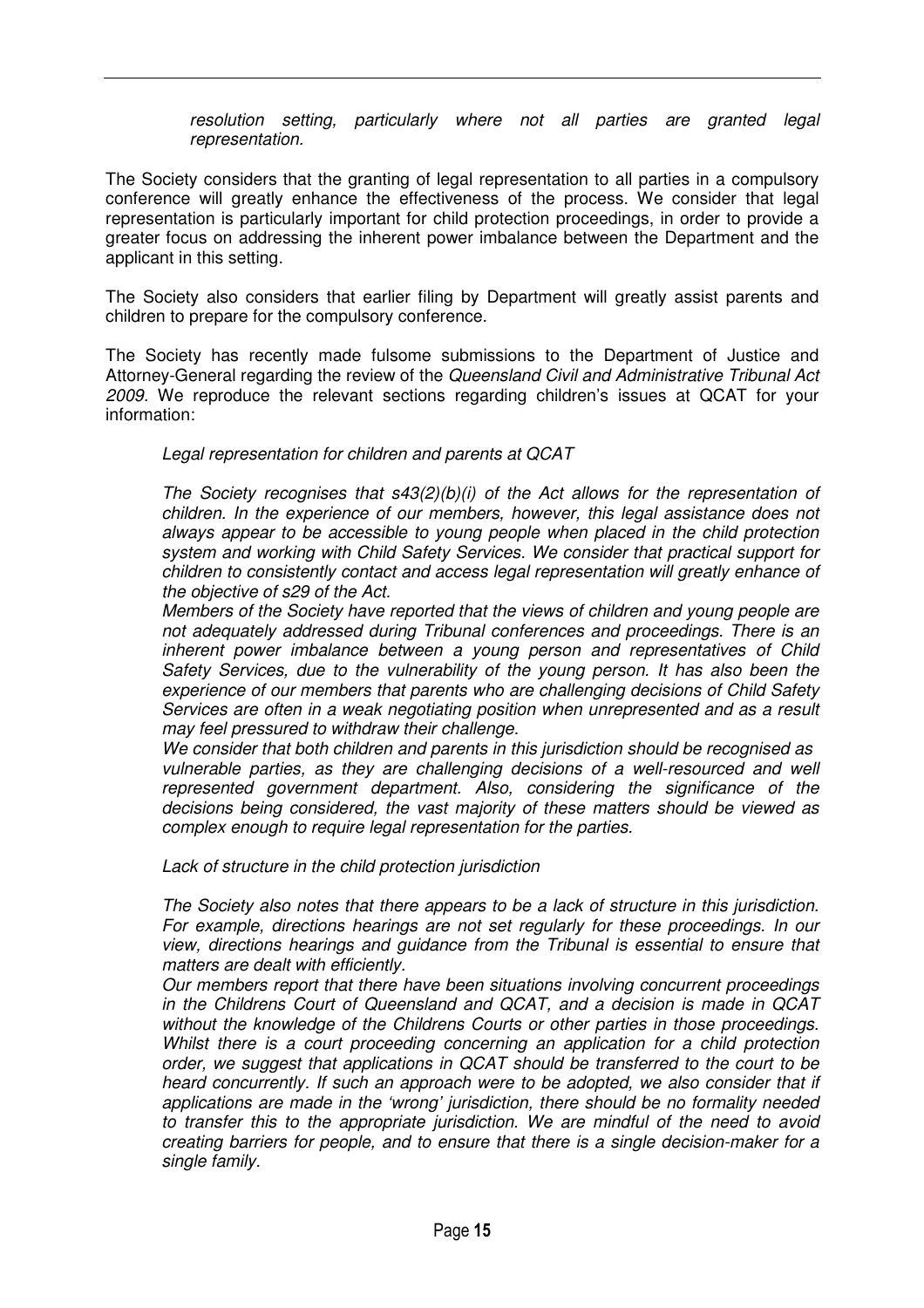*resolution setting, particularly where not all parties are granted legal representation.*

The Society considers that the granting of legal representation to all parties in a compulsory conference will greatly enhance the effectiveness of the process. We consider that legal representation is particularly important for child protection proceedings, in order to provide a greater focus on addressing the inherent power imbalance between the Department and the applicant in this setting.

The Society also considers that earlier filing by Department will greatly assist parents and children to prepare for the compulsory conference.

The Society has recently made fulsome submissions to the Department of Justice and Attorney-General regarding the review of the *Queensland Civil and Administrative Tribunal Act 2009*. We reproduce the relevant sections regarding children's issues at QCAT for your information:

> *Legal representation for children and parents at QCAT*
>
> *The Society recognises that s43(2)(b)(i) of the Act allows for the representation of children. In the experience of our members, however, this legal assistance does not always appear to be accessible to young people when placed in the child protection system and working with Child Safety Services. We consider that practical support for children to consistently contact and access legal representation will greatly enhance of the objective of s29 of the Act.*
>
> *Members of the Society have reported that the views of children and young people are not adequately addressed during Tribunal conferences and proceedings. There is an inherent power imbalance between a young person and representatives of Child Safety Services, due to the vulnerability of the young person. It has also been the experience of our members that parents who are challenging decisions of Child Safety Services are often in a weak negotiating position when unrepresented and as a result may feel pressured to withdraw their challenge.*
>
> *We consider that both children and parents in this jurisdiction should be recognised as vulnerable parties, as they are challenging decisions of a well-resourced and well represented government department. Also, considering the significance of the decisions being considered, the vast majority of these matters should be viewed as complex enough to require legal representation for the parties.*
>
> *Lack of structure in the child protection jurisdiction*
>
> *The Society also notes that there appears to be a lack of structure in this jurisdiction. For example, directions hearings are not set regularly for these proceedings. In our view, directions hearings and guidance from the Tribunal is essential to ensure that matters are dealt with efficiently.*
>
> *Our members report that there have been situations involving concurrent proceedings in the Childrens Court of Queensland and QCAT, and a decision is made in QCAT without the knowledge of the Childrens Courts or other parties in those proceedings. Whilst there is a court proceeding concerning an application for a child protection order, we suggest that applications in QCAT should be transferred to the court to be heard concurrently. If such an approach were to be adopted, we also consider that if applications are made in the 'wrong' jurisdiction, there should be no formality needed to transfer this to the appropriate jurisdiction. We are mindful of the need to avoid creating barriers for people, and to ensure that there is a single decision-maker for a single family.*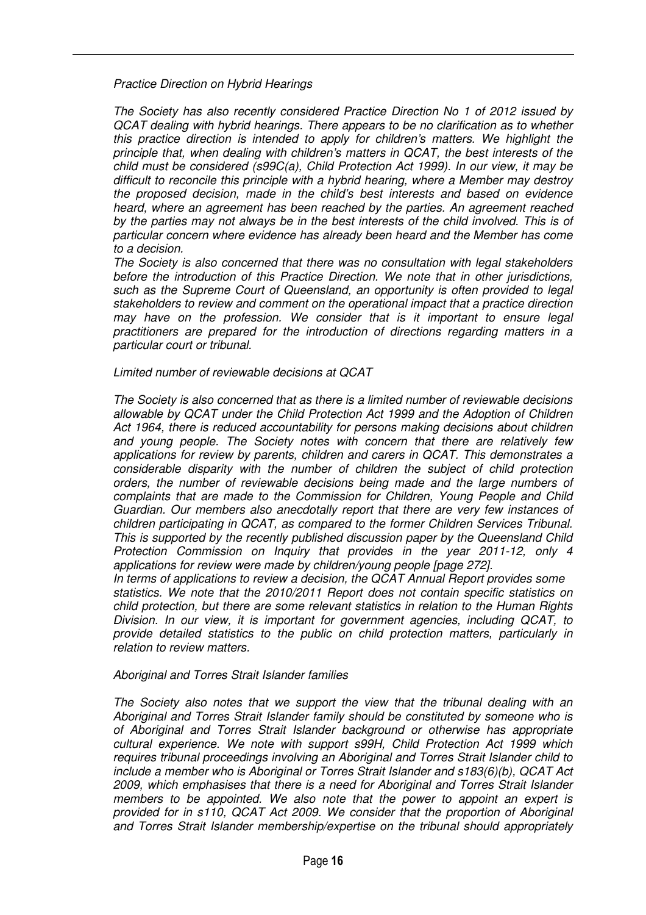*Practice Direction on Hybrid Hearings*

*The Society has also recently considered Practice Direction No 1 of 2012 issued by QCAT dealing with hybrid hearings. There appears to be no clarification as to whether this practice direction is intended to apply for children's matters. We highlight the principle that, when dealing with children's matters in QCAT, the best interests of the child must be considered (s99C(a), Child Protection Act 1999). In our view, it may be difficult to reconcile this principle with a hybrid hearing, where a Member may destroy the proposed decision, made in the child's best interests and based on evidence heard, where an agreement has been reached by the parties. An agreement reached by the parties may not always be in the best interests of the child involved. This is of particular concern where evidence has already been heard and the Member has come to a decision.*

*The Society is also concerned that there was no consultation with legal stakeholders before the introduction of this Practice Direction. We note that in other jurisdictions, such as the Supreme Court of Queensland, an opportunity is often provided to legal stakeholders to review and comment on the operational impact that a practice direction may have on the profession. We consider that is it important to ensure legal practitioners are prepared for the introduction of directions regarding matters in a particular court or tribunal.*

*Limited number of reviewable decisions at QCAT*

*The Society is also concerned that as there is a limited number of reviewable decisions allowable by QCAT under the Child Protection Act 1999 and the Adoption of Children Act 1964, there is reduced accountability for persons making decisions about children and young people. The Society notes with concern that there are relatively few applications for review by parents, children and carers in QCAT. This demonstrates a considerable disparity with the number of children the subject of child protection orders, the number of reviewable decisions being made and the large numbers of complaints that are made to the Commission for Children, Young People and Child Guardian. Our members also anecdotally report that there are very few instances of children participating in QCAT, as compared to the former Children Services Tribunal. This is supported by the recently published discussion paper by the Queensland Child Protection Commission on Inquiry that provides in the year 2011-12, only 4 applications for review were made by children/young people [page 272].*

*In terms of applications to review a decision, the QCAT Annual Report provides some statistics. We note that the 2010/2011 Report does not contain specific statistics on child protection, but there are some relevant statistics in relation to the Human Rights Division. In our view, it is important for government agencies, including QCAT, to provide detailed statistics to the public on child protection matters, particularly in relation to review matters.*

*Aboriginal and Torres Strait Islander families*

*The Society also notes that we support the view that the tribunal dealing with an Aboriginal and Torres Strait Islander family should be constituted by someone who is of Aboriginal and Torres Strait Islander background or otherwise has appropriate cultural experience. We note with support s99H, Child Protection Act 1999 which requires tribunal proceedings involving an Aboriginal and Torres Strait Islander child to include a member who is Aboriginal or Torres Strait Islander and s183(6)(b), QCAT Act 2009, which emphasises that there is a need for Aboriginal and Torres Strait Islander members to be appointed. We also note that the power to appoint an expert is provided for in s110, QCAT Act 2009. We consider that the proportion of Aboriginal and Torres Strait Islander membership/expertise on the tribunal should appropriately*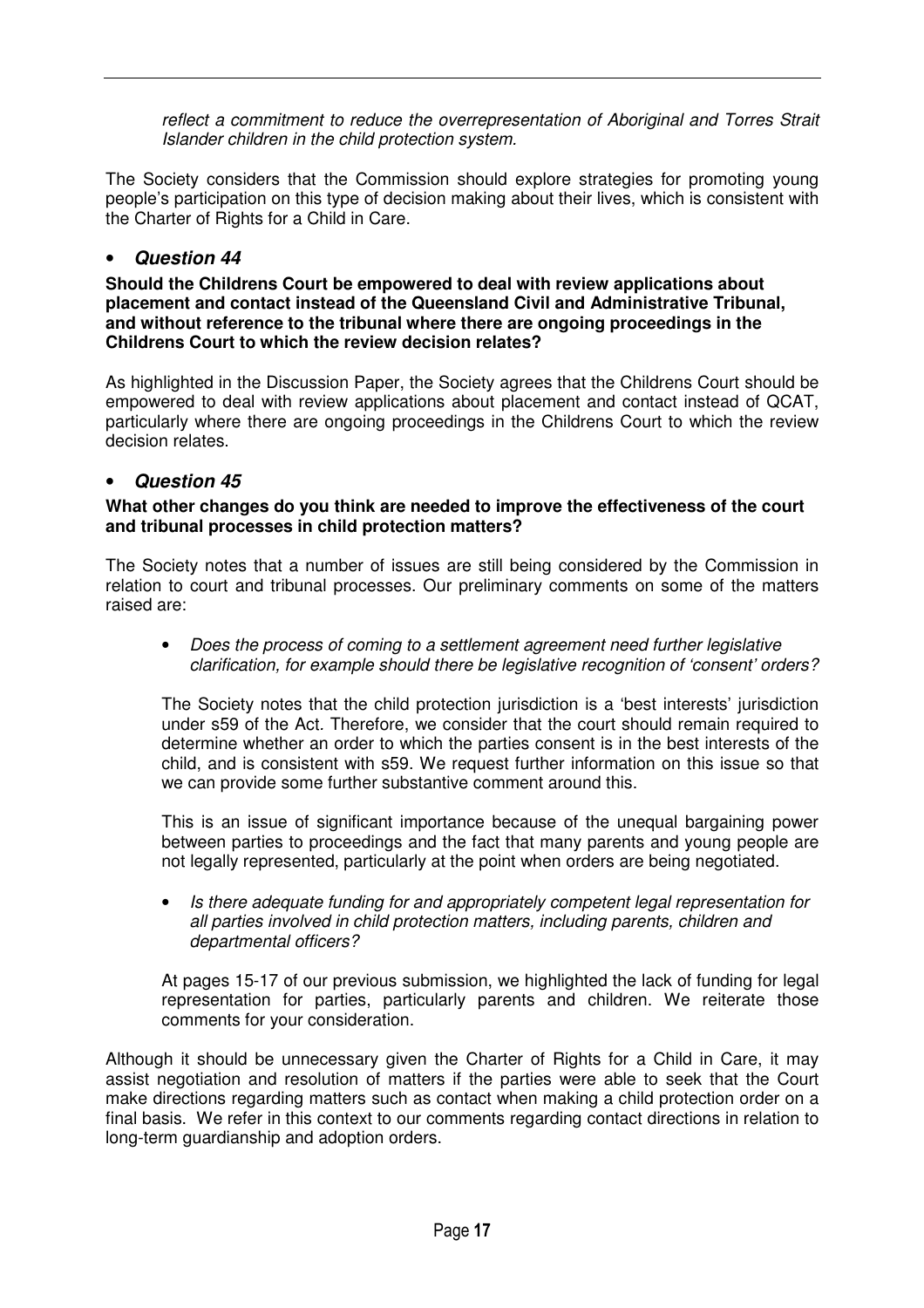*reflect a commitment to reduce the overrepresentation of Aboriginal and Torres Strait Islander children in the child protection system.*

The Society considers that the Commission should explore strategies for promoting young people's participation on this type of decision making about their lives, which is consistent with the Charter of Rights for a Child in Care.

- ***Question 44***

**Should the Childrens Court be empowered to deal with review applications about placement and contact instead of the Queensland Civil and Administrative Tribunal, and without reference to the tribunal where there are ongoing proceedings in the Childrens Court to which the review decision relates?**

As highlighted in the Discussion Paper, the Society agrees that the Childrens Court should be empowered to deal with review applications about placement and contact instead of QCAT, particularly where there are ongoing proceedings in the Childrens Court to which the review decision relates.

- ***Question 45***

**What other changes do you think are needed to improve the effectiveness of the court and tribunal processes in child protection matters?**

The Society notes that a number of issues are still being considered by the Commission in relation to court and tribunal processes. Our preliminary comments on some of the matters raised are:

- *Does the process of coming to a settlement agreement need further legislative clarification, for example should there be legislative recognition of 'consent' orders?*

  The Society notes that the child protection jurisdiction is a 'best interests' jurisdiction under s59 of the Act. Therefore, we consider that the court should remain required to determine whether an order to which the parties consent is in the best interests of the child, and is consistent with s59. We request further information on this issue so that we can provide some further substantive comment around this.

  This is an issue of significant importance because of the unequal bargaining power between parties to proceedings and the fact that many parents and young people are not legally represented, particularly at the point when orders are being negotiated.

- *Is there adequate funding for and appropriately competent legal representation for all parties involved in child protection matters, including parents, children and departmental officers?*

  At pages 15-17 of our previous submission, we highlighted the lack of funding for legal representation for parties, particularly parents and children. We reiterate those comments for your consideration.

Although it should be unnecessary given the Charter of Rights for a Child in Care, it may assist negotiation and resolution of matters if the parties were able to seek that the Court make directions regarding matters such as contact when making a child protection order on a final basis. We refer in this context to our comments regarding contact directions in relation to long-term guardianship and adoption orders.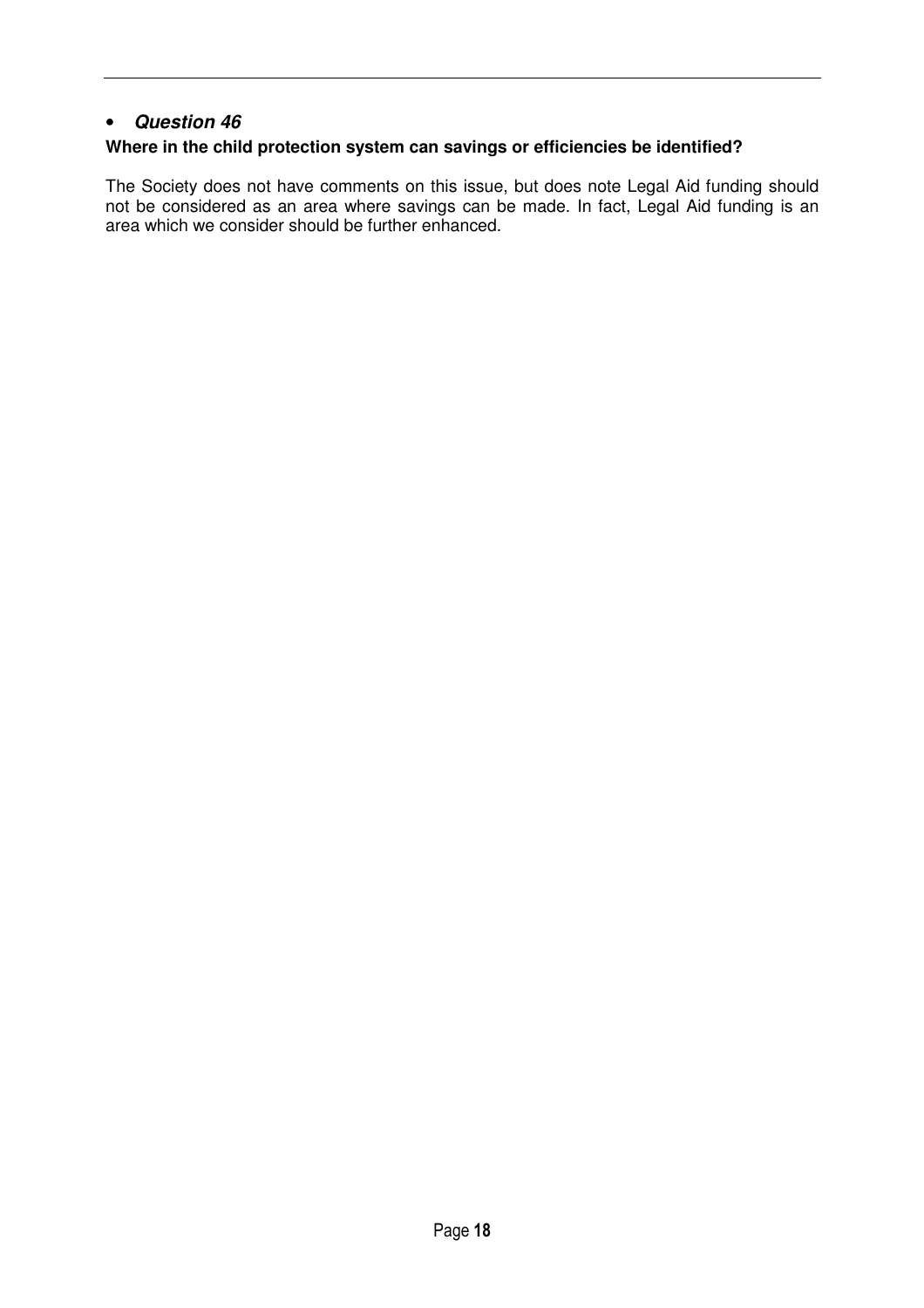- ***Question 46***

**Where in the child protection system can savings or efficiencies be identified?**

The Society does not have comments on this issue, but does note Legal Aid funding should not be considered as an area where savings can be made. In fact, Legal Aid funding is an area which we consider should be further enhanced.